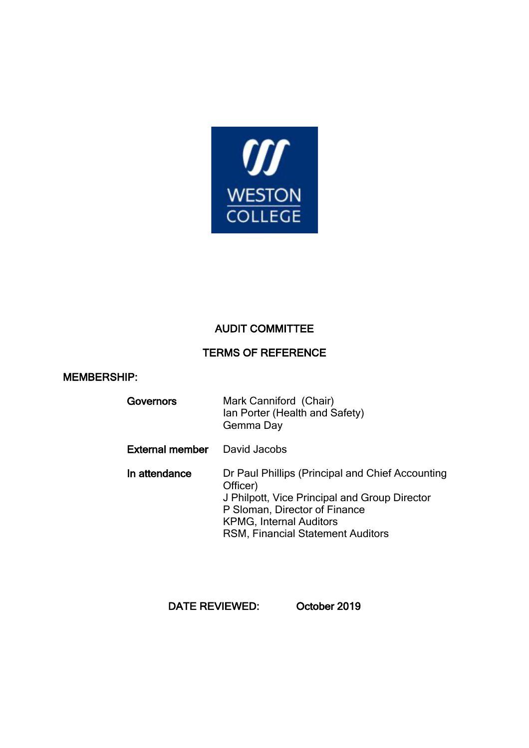WESTON COLLEGE

# AUDIT COMMITTEE

## TERMS OF REFERENCE

**MEMBERSHIP:**

| | |
|---|---|
| **Governors** | Mark Canniford (Chair)<br>Ian Porter (Health and Safety)<br>Gemma Day |
| **External member** | David Jacobs |
| **In attendance** | Dr Paul Phillips (Principal and Chief Accounting Officer)<br>J Philpott, Vice Principal and Group Director<br>P Sloman, Director of Finance<br>KPMG, Internal Auditors<br>RSM, Financial Statement Auditors |

**DATE REVIEWED:** **October 2019**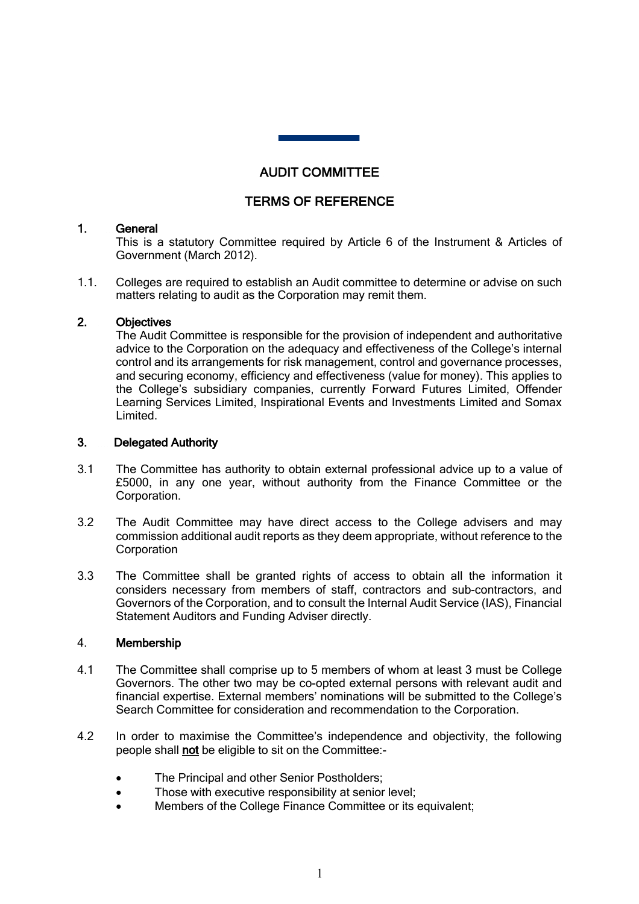# AUDIT COMMITTEE

## TERMS OF REFERENCE

### 1. General

This is a statutory Committee required by Article 6 of the Instrument & Articles of Government (March 2012).

1.1. Colleges are required to establish an Audit committee to determine or advise on such matters relating to audit as the Corporation may remit them.

### 2. Objectives

The Audit Committee is responsible for the provision of independent and authoritative advice to the Corporation on the adequacy and effectiveness of the College's internal control and its arrangements for risk management, control and governance processes, and securing economy, efficiency and effectiveness (value for money). This applies to the College's subsidiary companies, currently Forward Futures Limited, Offender Learning Services Limited, Inspirational Events and Investments Limited and Somax Limited.

### 3. Delegated Authority

3.1 The Committee has authority to obtain external professional advice up to a value of £5000, in any one year, without authority from the Finance Committee or the Corporation.

3.2 The Audit Committee may have direct access to the College advisers and may commission additional audit reports as they deem appropriate, without reference to the Corporation

3.3 The Committee shall be granted rights of access to obtain all the information it considers necessary from members of staff, contractors and sub-contractors, and Governors of the Corporation, and to consult the Internal Audit Service (IAS), Financial Statement Auditors and Funding Adviser directly.

### 4. Membership

4.1 The Committee shall comprise up to 5 members of whom at least 3 must be College Governors. The other two may be co-opted external persons with relevant audit and financial expertise. External members' nominations will be submitted to the College's Search Committee for consideration and recommendation to the Corporation.

4.2 In order to maximise the Committee's independence and objectivity, the following people shall **not** be eligible to sit on the Committee:-

- The Principal and other Senior Postholders;
- Those with executive responsibility at senior level;
- Members of the College Finance Committee or its equivalent;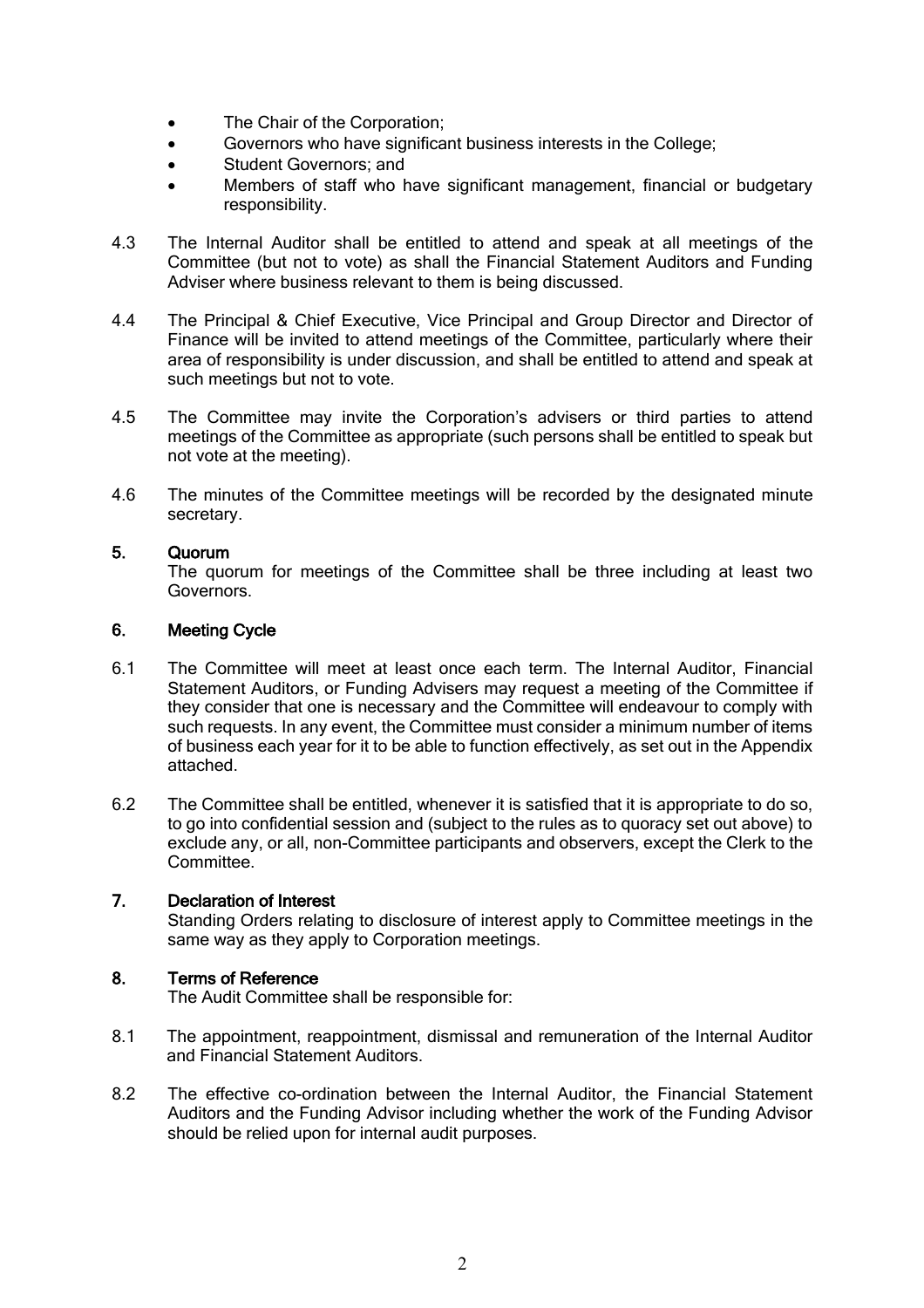- The Chair of the Corporation;
- Governors who have significant business interests in the College;
- Student Governors; and
- Members of staff who have significant management, financial or budgetary responsibility.

4.3 The Internal Auditor shall be entitled to attend and speak at all meetings of the Committee (but not to vote) as shall the Financial Statement Auditors and Funding Adviser where business relevant to them is being discussed.

4.4 The Principal & Chief Executive, Vice Principal and Group Director and Director of Finance will be invited to attend meetings of the Committee, particularly where their area of responsibility is under discussion, and shall be entitled to attend and speak at such meetings but not to vote.

4.5 The Committee may invite the Corporation's advisers or third parties to attend meetings of the Committee as appropriate (such persons shall be entitled to speak but not vote at the meeting).

4.6 The minutes of the Committee meetings will be recorded by the designated minute secretary.

## 5. Quorum

The quorum for meetings of the Committee shall be three including at least two Governors.

## 6. Meeting Cycle

6.1 The Committee will meet at least once each term. The Internal Auditor, Financial Statement Auditors, or Funding Advisers may request a meeting of the Committee if they consider that one is necessary and the Committee will endeavour to comply with such requests. In any event, the Committee must consider a minimum number of items of business each year for it to be able to function effectively, as set out in the Appendix attached.

6.2 The Committee shall be entitled, whenever it is satisfied that it is appropriate to do so, to go into confidential session and (subject to the rules as to quoracy set out above) to exclude any, or all, non-Committee participants and observers, except the Clerk to the Committee.

## 7. Declaration of Interest

Standing Orders relating to disclosure of interest apply to Committee meetings in the same way as they apply to Corporation meetings.

## 8. Terms of Reference

The Audit Committee shall be responsible for:

8.1 The appointment, reappointment, dismissal and remuneration of the Internal Auditor and Financial Statement Auditors.

8.2 The effective co-ordination between the Internal Auditor, the Financial Statement Auditors and the Funding Advisor including whether the work of the Funding Advisor should be relied upon for internal audit purposes.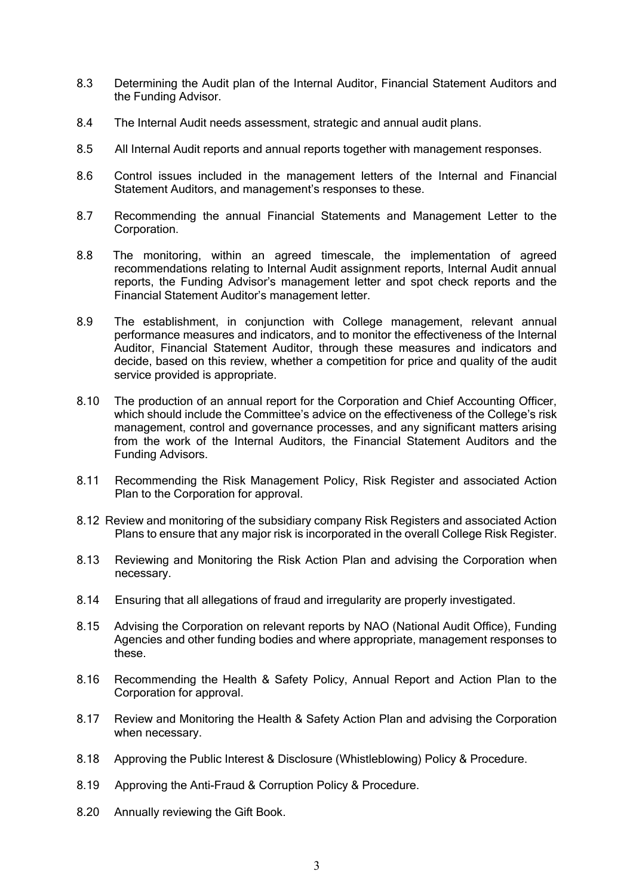8.3 Determining the Audit plan of the Internal Auditor, Financial Statement Auditors and the Funding Advisor.

8.4 The Internal Audit needs assessment, strategic and annual audit plans.

8.5 All Internal Audit reports and annual reports together with management responses.

8.6 Control issues included in the management letters of the Internal and Financial Statement Auditors, and management's responses to these.

8.7 Recommending the annual Financial Statements and Management Letter to the Corporation.

8.8 The monitoring, within an agreed timescale, the implementation of agreed recommendations relating to Internal Audit assignment reports, Internal Audit annual reports, the Funding Advisor's management letter and spot check reports and the Financial Statement Auditor's management letter.

8.9 The establishment, in conjunction with College management, relevant annual performance measures and indicators, and to monitor the effectiveness of the Internal Auditor, Financial Statement Auditor, through these measures and indicators and decide, based on this review, whether a competition for price and quality of the audit service provided is appropriate.

8.10 The production of an annual report for the Corporation and Chief Accounting Officer, which should include the Committee's advice on the effectiveness of the College's risk management, control and governance processes, and any significant matters arising from the work of the Internal Auditors, the Financial Statement Auditors and the Funding Advisors.

8.11 Recommending the Risk Management Policy, Risk Register and associated Action Plan to the Corporation for approval.

8.12 Review and monitoring of the subsidiary company Risk Registers and associated Action Plans to ensure that any major risk is incorporated in the overall College Risk Register.

8.13 Reviewing and Monitoring the Risk Action Plan and advising the Corporation when necessary.

8.14 Ensuring that all allegations of fraud and irregularity are properly investigated.

8.15 Advising the Corporation on relevant reports by NAO (National Audit Office), Funding Agencies and other funding bodies and where appropriate, management responses to these.

8.16 Recommending the Health & Safety Policy, Annual Report and Action Plan to the Corporation for approval.

8.17 Review and Monitoring the Health & Safety Action Plan and advising the Corporation when necessary.

8.18 Approving the Public Interest & Disclosure (Whistleblowing) Policy & Procedure.

8.19 Approving the Anti-Fraud & Corruption Policy & Procedure.

8.20 Annually reviewing the Gift Book.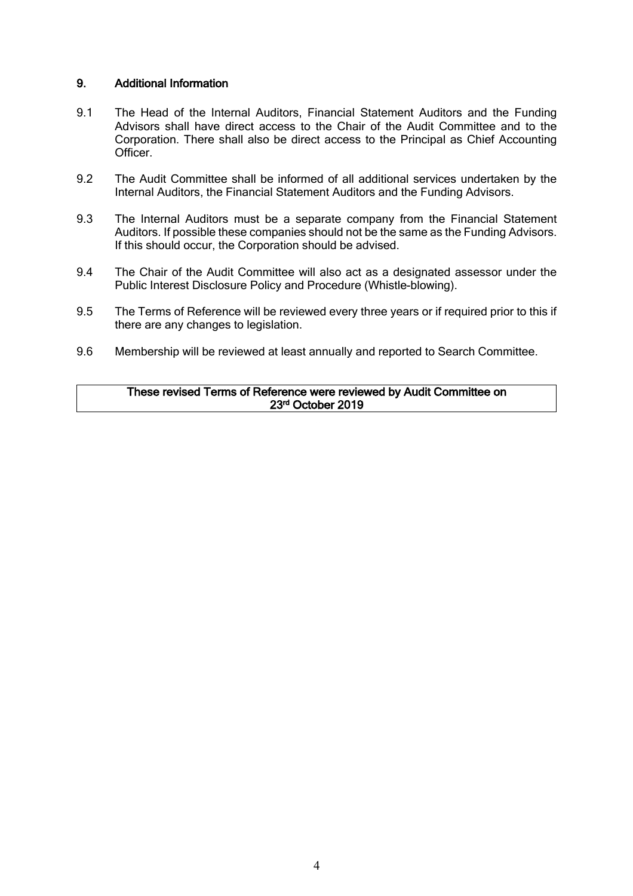## 9. Additional Information

9.1 The Head of the Internal Auditors, Financial Statement Auditors and the Funding Advisors shall have direct access to the Chair of the Audit Committee and to the Corporation. There shall also be direct access to the Principal as Chief Accounting Officer.

9.2 The Audit Committee shall be informed of all additional services undertaken by the Internal Auditors, the Financial Statement Auditors and the Funding Advisors.

9.3 The Internal Auditors must be a separate company from the Financial Statement Auditors. If possible these companies should not be the same as the Funding Advisors. If this should occur, the Corporation should be advised.

9.4 The Chair of the Audit Committee will also act as a designated assessor under the Public Interest Disclosure Policy and Procedure (Whistle-blowing).

9.5 The Terms of Reference will be reviewed every three years or if required prior to this if there are any changes to legislation.

9.6 Membership will be reviewed at least annually and reported to Search Committee.

**These revised Terms of Reference were reviewed by Audit Committee on 23rd October 2019**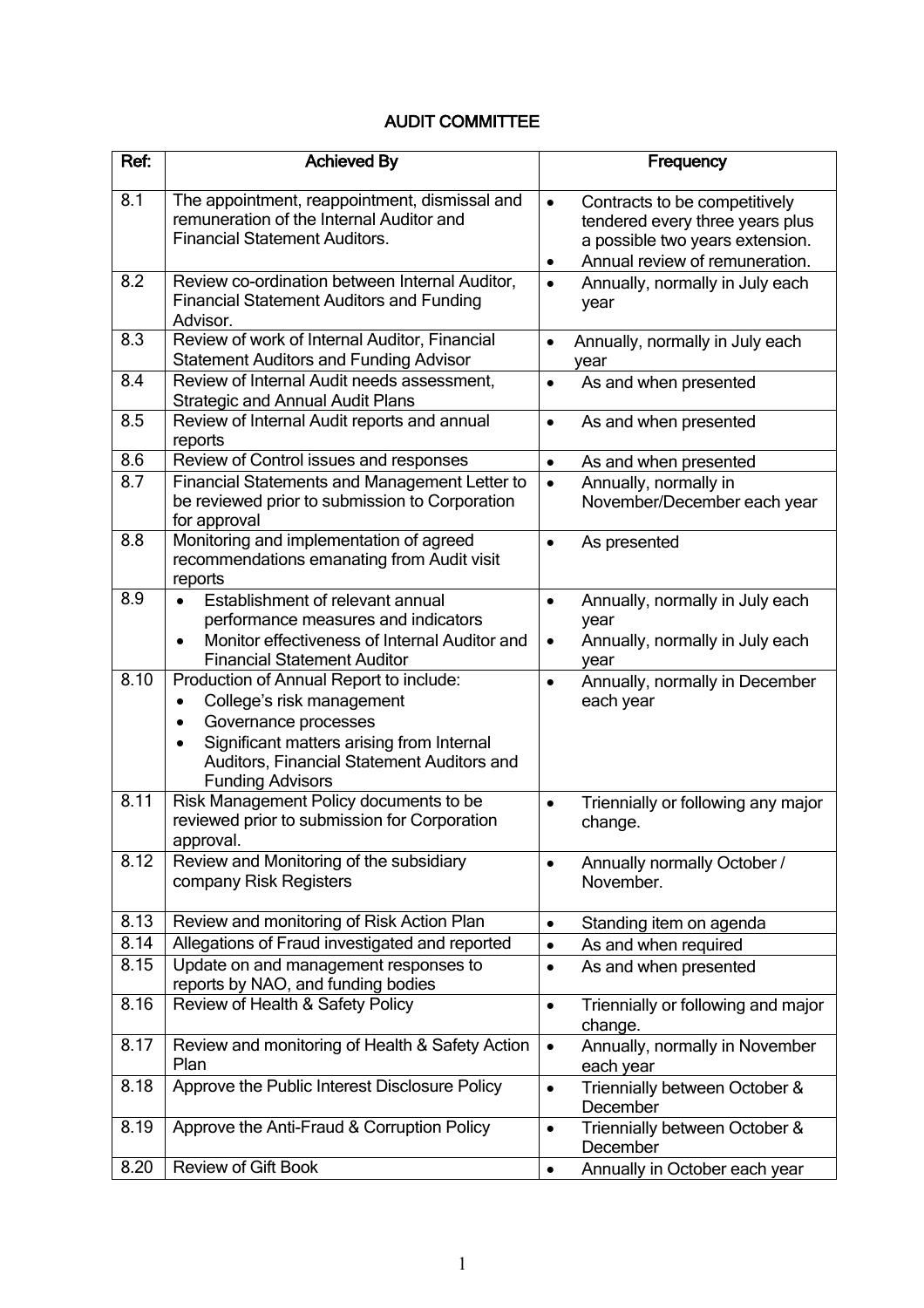# AUDIT COMMITTEE

| Ref: | Achieved By | Frequency |
|---|---|---|
| 8.1 | The appointment, reappointment, dismissal and remuneration of the Internal Auditor and Financial Statement Auditors. | • Contracts to be competitively tendered every three years plus a possible two years extension.<br>• Annual review of remuneration. |
| 8.2 | Review co-ordination between Internal Auditor, Financial Statement Auditors and Funding Advisor. | • Annually, normally in July each year |
| 8.3 | Review of work of Internal Auditor, Financial Statement Auditors and Funding Advisor | • Annually, normally in July each year |
| 8.4 | Review of Internal Audit needs assessment, Strategic and Annual Audit Plans | • As and when presented |
| 8.5 | Review of Internal Audit reports and annual reports | • As and when presented |
| 8.6 | Review of Control issues and responses | • As and when presented |
| 8.7 | Financial Statements and Management Letter to be reviewed prior to submission to Corporation for approval | • Annually, normally in November/December each year |
| 8.8 | Monitoring and implementation of agreed recommendations emanating from Audit visit reports | • As presented |
| 8.9 | • Establishment of relevant annual performance measures and indicators<br>• Monitor effectiveness of Internal Auditor and Financial Statement Auditor | • Annually, normally in July each year<br>• Annually, normally in July each year |
| 8.10 | Production of Annual Report to include:<br>• College's risk management<br>• Governance processes<br>• Significant matters arising from Internal Auditors, Financial Statement Auditors and Funding Advisors | • Annually, normally in December each year |
| 8.11 | Risk Management Policy documents to be reviewed prior to submission for Corporation approval. | • Triennially or following any major change. |
| 8.12 | Review and Monitoring of the subsidiary company Risk Registers | • Annually normally October / November. |
| 8.13 | Review and monitoring of Risk Action Plan | • Standing item on agenda |
| 8.14 | Allegations of Fraud investigated and reported | • As and when required |
| 8.15 | Update on and management responses to reports by NAO, and funding bodies | • As and when presented |
| 8.16 | Review of Health & Safety Policy | • Triennially or following and major change. |
| 8.17 | Review and monitoring of Health & Safety Action Plan | • Annually, normally in November each year |
| 8.18 | Approve the Public Interest Disclosure Policy | • Triennially between October & December |
| 8.19 | Approve the Anti-Fraud & Corruption Policy | • Triennially between October & December |
| 8.20 | Review of Gift Book | • Annually in October each year |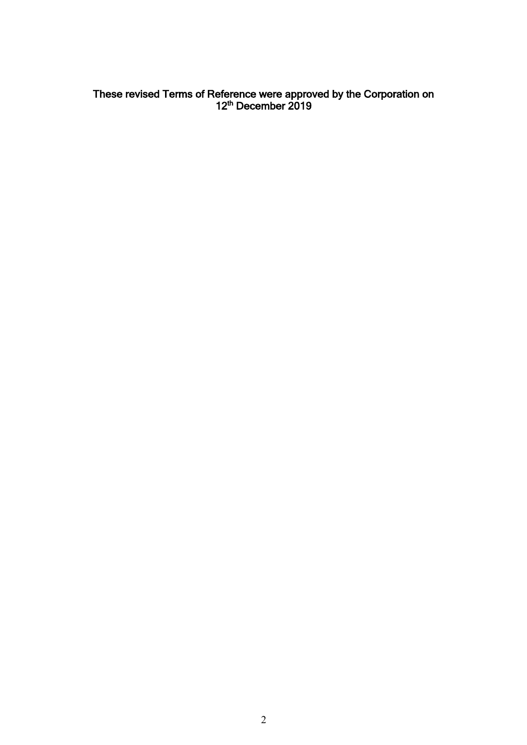**These revised Terms of Reference were approved by the Corporation on 12th December 2019**